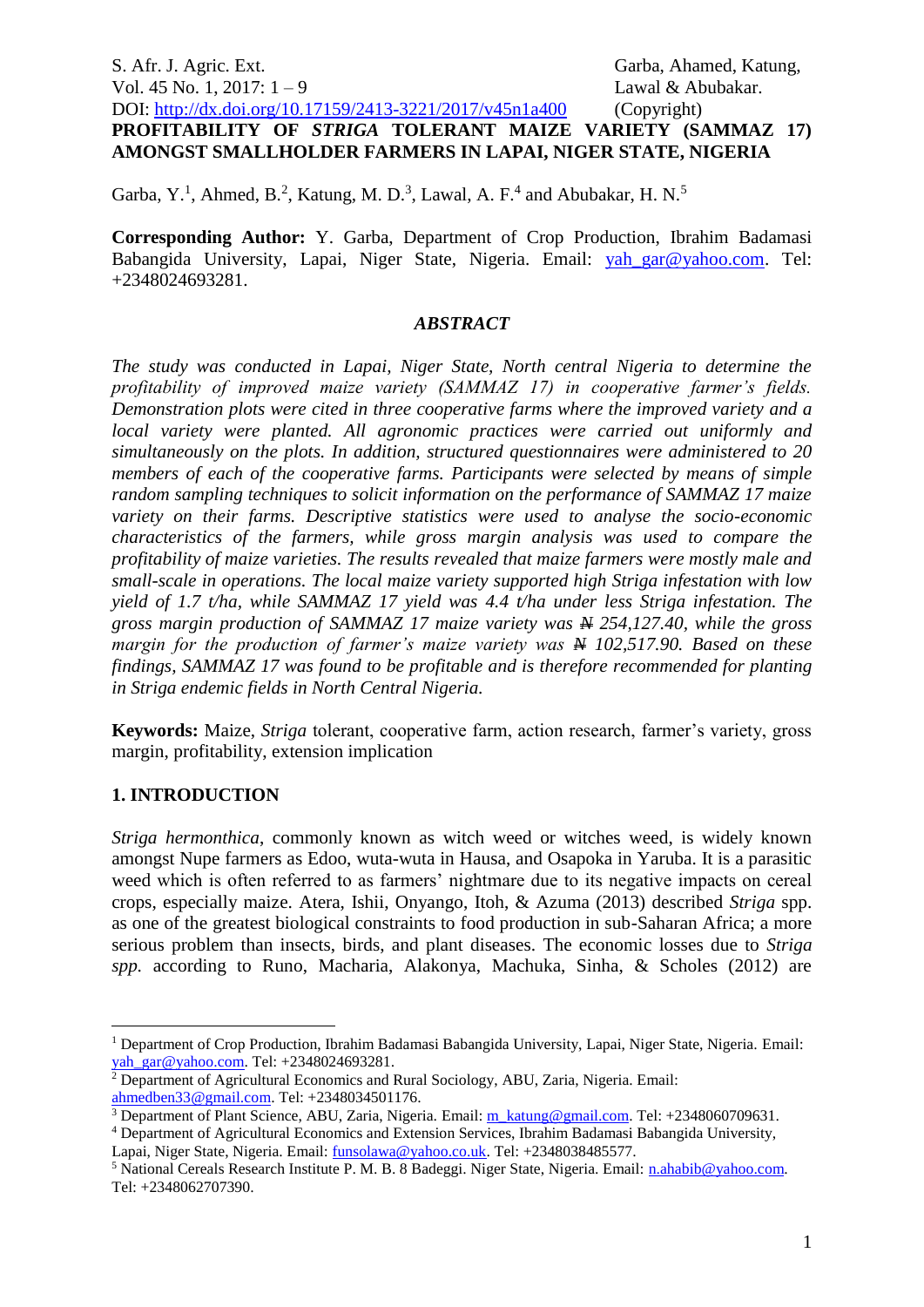# PROFITABILITY OF *STRIGA* TOLERANT MAIZE VARIETY (SAMMAZ 17) AMONGST SMALLHOLDER FARMERS IN LAPAI, NIGER STATE, NIGERIA

Garba, Y.[1], Ahmed, B.[2], Katung, M. D.[3], Lawal, A. F.[4] and Abubakar, H. N.[5]

**Corresponding Author:** Y. Garba, Department of Crop Production, Ibrahim Badamasi Babangida University, Lapai, Niger State, Nigeria. Email: yah_gar@yahoo.com. Tel: +2348024693281.

## *ABSTRACT*

*The study was conducted in Lapai, Niger State, North central Nigeria to determine the profitability of improved maize variety (SAMMAZ 17) in cooperative farmer's fields. Demonstration plots were cited in three cooperative farms where the improved variety and a local variety were planted. All agronomic practices were carried out uniformly and simultaneously on the plots. In addition, structured questionnaires were administered to 20 members of each of the cooperative farms. Participants were selected by means of simple random sampling techniques to solicit information on the performance of SAMMAZ 17 maize variety on their farms. Descriptive statistics were used to analyse the socio-economic characteristics of the farmers, while gross margin analysis was used to compare the profitability of maize varieties. The results revealed that maize farmers were mostly male and small-scale in operations. The local maize variety supported high Striga infestation with low yield of 1.7 t/ha, while SAMMAZ 17 yield was 4.4 t/ha under less Striga infestation. The gross margin production of SAMMAZ 17 maize variety was ₦ 254,127.40, while the gross margin for the production of farmer's maize variety was ₦ 102,517.90. Based on these findings, SAMMAZ 17 was found to be profitable and is therefore recommended for planting in Striga endemic fields in North Central Nigeria.*

**Keywords:** Maize, *Striga* tolerant, cooperative farm, action research, farmer's variety, gross margin, profitability, extension implication

## 1. INTRODUCTION

*Striga hermonthica*, commonly known as witch weed or witches weed, is widely known amongst Nupe farmers as Edoo, wuta-wuta in Hausa, and Osapoka in Yaruba. It is a parasitic weed which is often referred to as farmers' nightmare due to its negative impacts on cereal crops, especially maize. Atera, Ishii, Onyango, Itoh, & Azuma (2013) described *Striga* spp. as one of the greatest biological constraints to food production in sub-Saharan Africa; a more serious problem than insects, birds, and plant diseases. The economic losses due to *Striga spp.* according to Runo, Macharia, Alakonya, Machuka, Sinha, & Scholes (2012) are

---

[1] Department of Crop Production, Ibrahim Badamasi Babangida University, Lapai, Niger State, Nigeria. Email: yah_gar@yahoo.com. Tel: +2348024693281.

[2] Department of Agricultural Economics and Rural Sociology, ABU, Zaria, Nigeria. Email: ahmedben33@gmail.com. Tel: +2348034501176.

[3] Department of Plant Science, ABU, Zaria, Nigeria. Email: m_katung@gmail.com. Tel: +2348060709631.

[4] Department of Agricultural Economics and Extension Services, Ibrahim Badamasi Babangida University, Lapai, Niger State, Nigeria. Email: funsolawa@yahoo.co.uk. Tel: +2348038485577.

[5] National Cereals Research Institute P. M. B. 8 Badeggi. Niger State, Nigeria. Email: n.ahabib@yahoo.com. Tel: +2348062707390.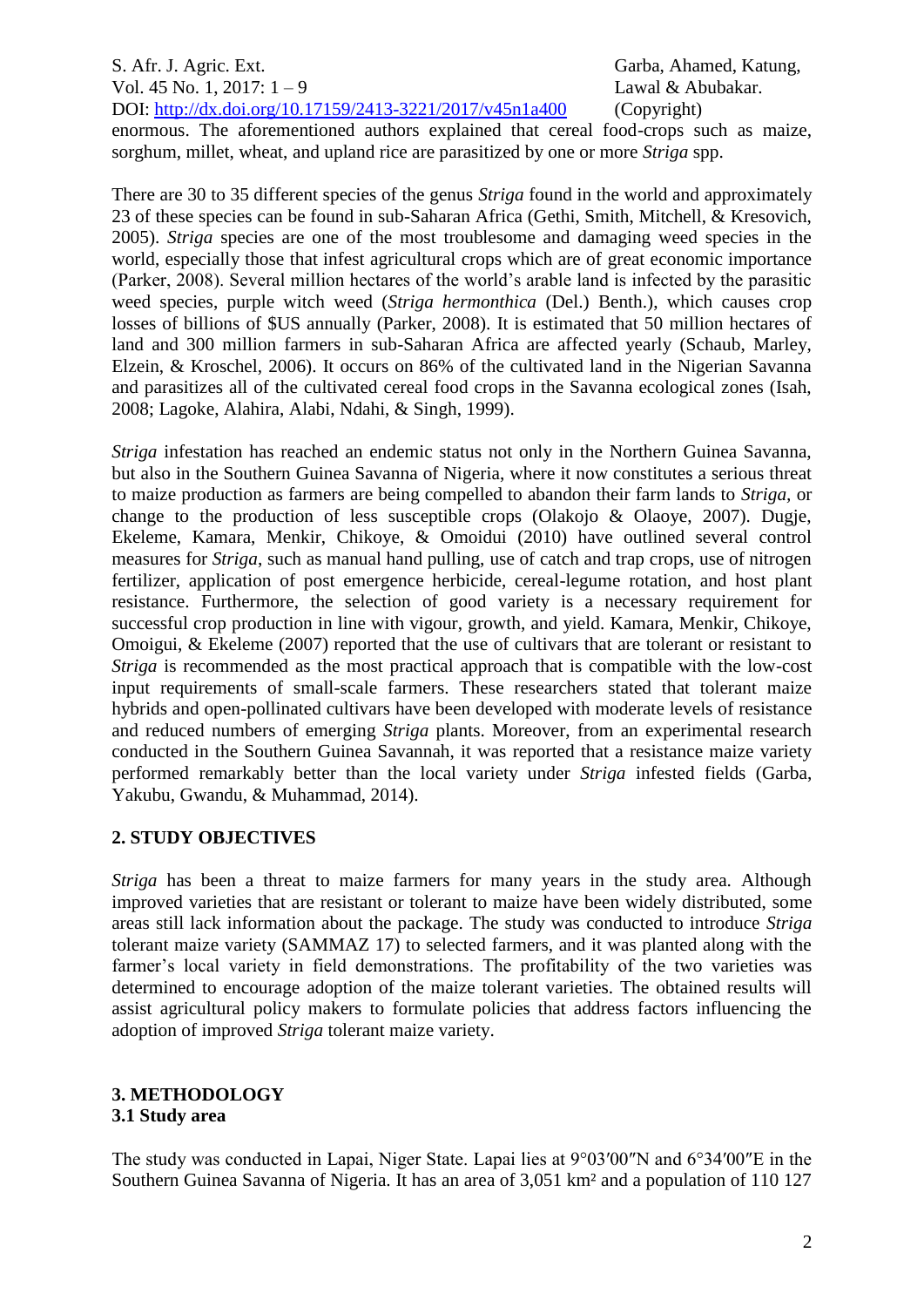enormous. The aforementioned authors explained that cereal food-crops such as maize, sorghum, millet, wheat, and upland rice are parasitized by one or more *Striga* spp.

There are 30 to 35 different species of the genus *Striga* found in the world and approximately 23 of these species can be found in sub-Saharan Africa (Gethi, Smith, Mitchell, & Kresovich, 2005). *Striga* species are one of the most troublesome and damaging weed species in the world, especially those that infest agricultural crops which are of great economic importance (Parker, 2008). Several million hectares of the world's arable land is infected by the parasitic weed species, purple witch weed (*Striga hermonthica* (Del.) Benth.), which causes crop losses of billions of $US annually (Parker, 2008). It is estimated that 50 million hectares of land and 300 million farmers in sub-Saharan Africa are affected yearly (Schaub, Marley, Elzein, & Kroschel, 2006). It occurs on 86% of the cultivated land in the Nigerian Savanna and parasitizes all of the cultivated cereal food crops in the Savanna ecological zones (Isah, 2008; Lagoke, Alahira, Alabi, Ndahi, & Singh, 1999).

*Striga* infestation has reached an endemic status not only in the Northern Guinea Savanna, but also in the Southern Guinea Savanna of Nigeria, where it now constitutes a serious threat to maize production as farmers are being compelled to abandon their farm lands to *Striga*, or change to the production of less susceptible crops (Olakojo & Olaoye, 2007). Dugje, Ekeleme, Kamara, Menkir, Chikoye, & Omoidui (2010) have outlined several control measures for *Striga*, such as manual hand pulling, use of catch and trap crops, use of nitrogen fertilizer, application of post emergence herbicide, cereal-legume rotation, and host plant resistance. Furthermore, the selection of good variety is a necessary requirement for successful crop production in line with vigour, growth, and yield. Kamara, Menkir, Chikoye, Omoigui, & Ekeleme (2007) reported that the use of cultivars that are tolerant or resistant to *Striga* is recommended as the most practical approach that is compatible with the low-cost input requirements of small-scale farmers. These researchers stated that tolerant maize hybrids and open-pollinated cultivars have been developed with moderate levels of resistance and reduced numbers of emerging *Striga* plants. Moreover, from an experimental research conducted in the Southern Guinea Savannah, it was reported that a resistance maize variety performed remarkably better than the local variety under *Striga* infested fields (Garba, Yakubu, Gwandu, & Muhammad, 2014).

## 2. STUDY OBJECTIVES

*Striga* has been a threat to maize farmers for many years in the study area. Although improved varieties that are resistant or tolerant to maize have been widely distributed, some areas still lack information about the package. The study was conducted to introduce *Striga* tolerant maize variety (SAMMAZ 17) to selected farmers, and it was planted along with the farmer's local variety in field demonstrations. The profitability of the two varieties was determined to encourage adoption of the maize tolerant varieties. The obtained results will assist agricultural policy makers to formulate policies that address factors influencing the adoption of improved *Striga* tolerant maize variety.

## 3. METHODOLOGY

### 3.1 Study area

The study was conducted in Lapai, Niger State. Lapai lies at 9°03′00″N and 6°34′00″E in the Southern Guinea Savanna of Nigeria. It has an area of 3,051 km² and a population of 110 127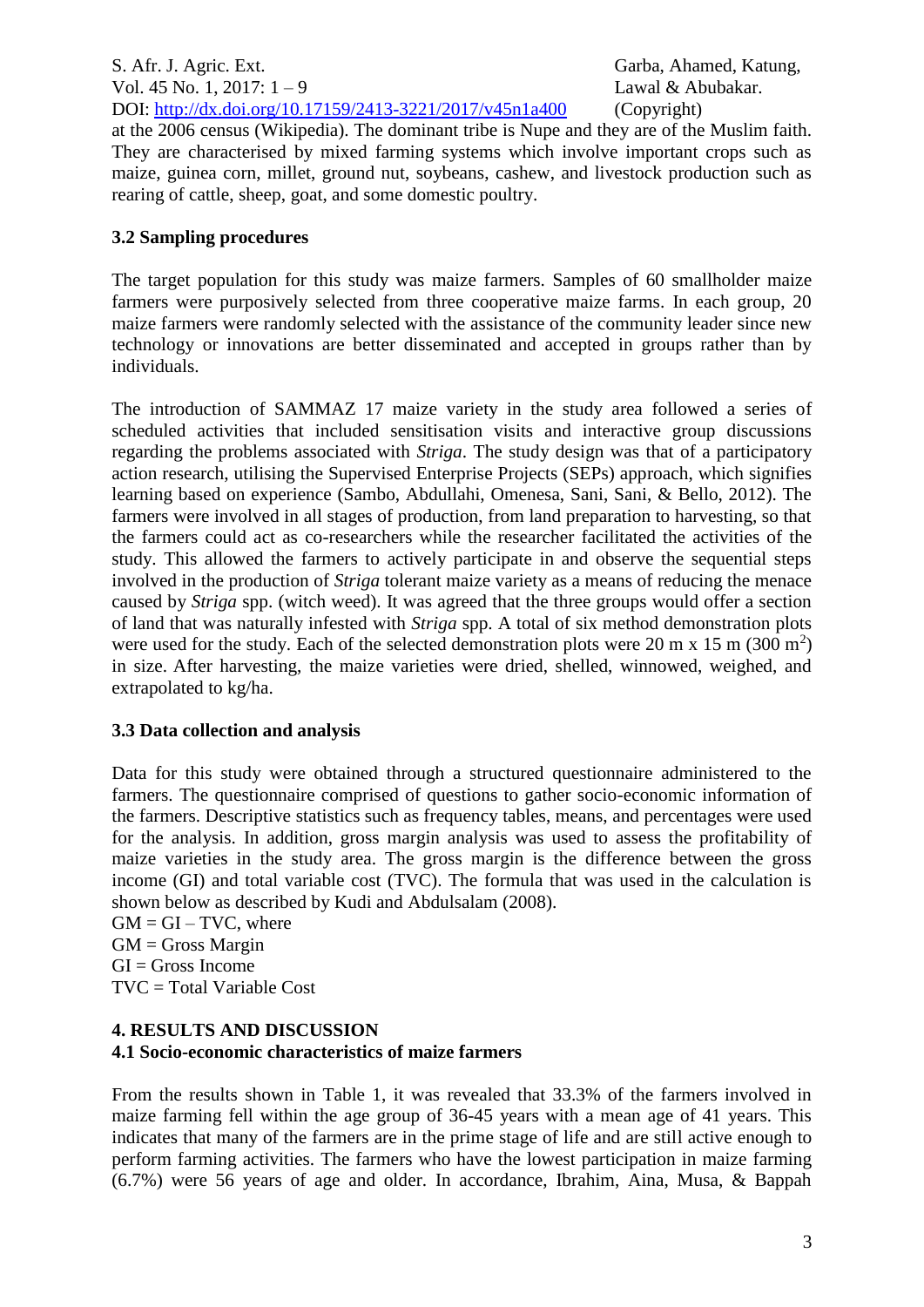at the 2006 census (Wikipedia). The dominant tribe is Nupe and they are of the Muslim faith. They are characterised by mixed farming systems which involve important crops such as maize, guinea corn, millet, ground nut, soybeans, cashew, and livestock production such as rearing of cattle, sheep, goat, and some domestic poultry.

### 3.2 Sampling procedures

The target population for this study was maize farmers. Samples of 60 smallholder maize farmers were purposively selected from three cooperative maize farms. In each group, 20 maize farmers were randomly selected with the assistance of the community leader since new technology or innovations are better disseminated and accepted in groups rather than by individuals.

The introduction of SAMMAZ 17 maize variety in the study area followed a series of scheduled activities that included sensitisation visits and interactive group discussions regarding the problems associated with *Striga*. The study design was that of a participatory action research, utilising the Supervised Enterprise Projects (SEPs) approach, which signifies learning based on experience (Sambo, Abdullahi, Omenesa, Sani, Sani, & Bello, 2012). The farmers were involved in all stages of production, from land preparation to harvesting, so that the farmers could act as co-researchers while the researcher facilitated the activities of the study. This allowed the farmers to actively participate in and observe the sequential steps involved in the production of *Striga* tolerant maize variety as a means of reducing the menace caused by *Striga* spp. (witch weed). It was agreed that the three groups would offer a section of land that was naturally infested with *Striga* spp. A total of six method demonstration plots were used for the study. Each of the selected demonstration plots were 20 m x 15 m (300 $m^2$) in size. After harvesting, the maize varieties were dried, shelled, winnowed, weighed, and extrapolated to kg/ha.

### 3.3 Data collection and analysis

Data for this study were obtained through a structured questionnaire administered to the farmers. The questionnaire comprised of questions to gather socio-economic information of the farmers. Descriptive statistics such as frequency tables, means, and percentages were used for the analysis. In addition, gross margin analysis was used to assess the profitability of maize varieties in the study area. The gross margin is the difference between the gross income (GI) and total variable cost (TVC). The formula that was used in the calculation is shown below as described by Kudi and Abdulsalam (2008).

$GM = GI – TVC$, where
GM = Gross Margin
GI = Gross Income
TVC = Total Variable Cost

## 4. RESULTS AND DISCUSSION

### 4.1 Socio-economic characteristics of maize farmers

From the results shown in Table 1, it was revealed that 33.3% of the farmers involved in maize farming fell within the age group of 36-45 years with a mean age of 41 years. This indicates that many of the farmers are in the prime stage of life and are still active enough to perform farming activities. The farmers who have the lowest participation in maize farming (6.7%) were 56 years of age and older. In accordance, Ibrahim, Aina, Musa, & Bappah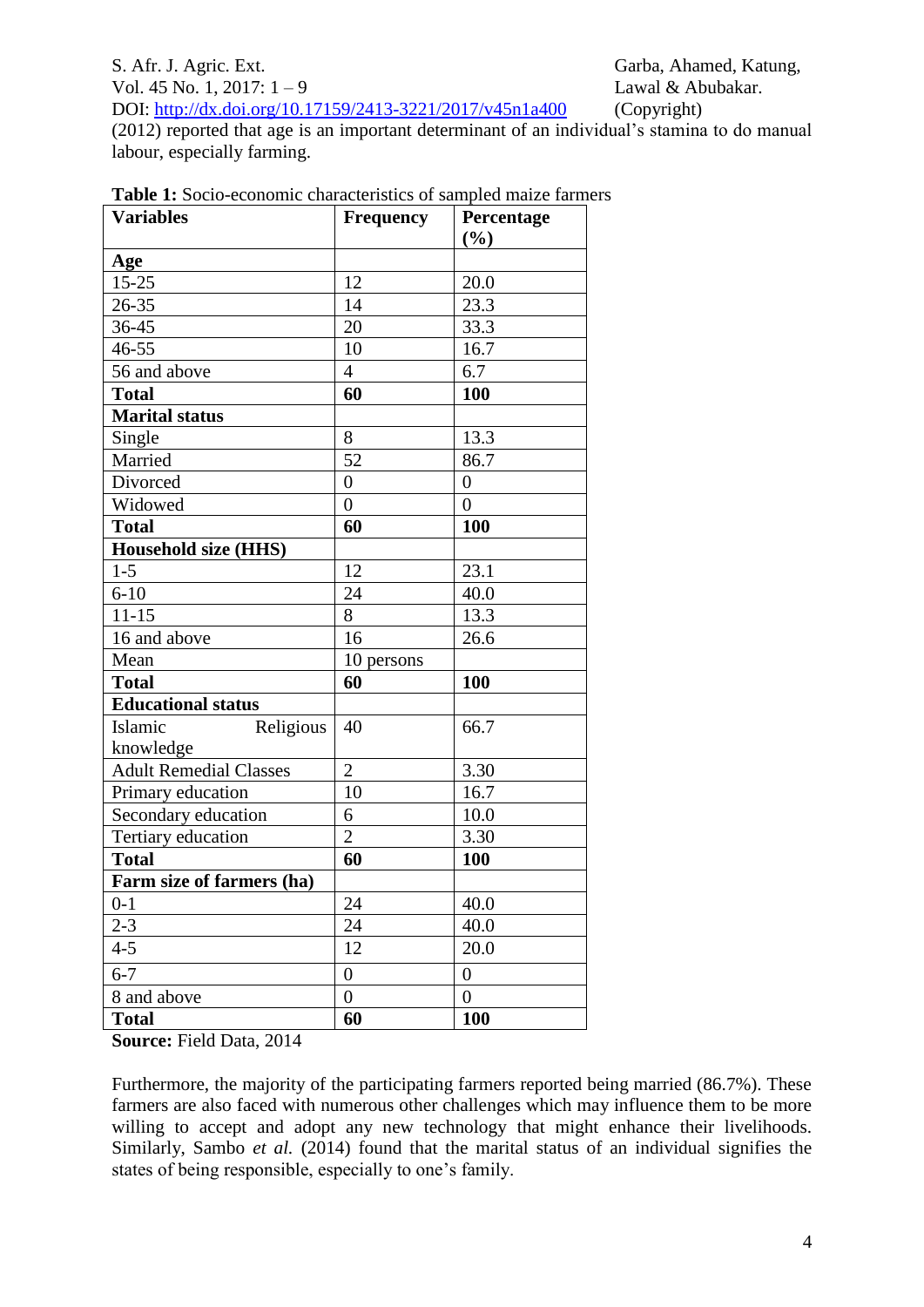(2012) reported that age is an important determinant of an individual's stamina to do manual labour, especially farming.

**Table 1:** Socio-economic characteristics of sampled maize farmers

| **Variables** | **Frequency** | **Percentage (%)** |
|---|---|---|
| **Age** | | |
| 15-25 | 12 | 20.0 |
| 26-35 | 14 | 23.3 |
| 36-45 | 20 | 33.3 |
| 46-55 | 10 | 16.7 |
| 56 and above | 4 | 6.7 |
| **Total** | **60** | **100** |
| **Marital status** | | |
| Single | 8 | 13.3 |
| Married | 52 | 86.7 |
| Divorced | 0 | 0 |
| Widowed | 0 | 0 |
| **Total** | **60** | **100** |
| **Household size (HHS)** | | |
| 1-5 | 12 | 23.1 |
| 6-10 | 24 | 40.0 |
| 11-15 | 8 | 13.3 |
| 16 and above | 16 | 26.6 |
| Mean | 10 persons | |
| **Total** | **60** | **100** |
| **Educational status** | | |
| Islamic Religious knowledge | 40 | 66.7 |
| Adult Remedial Classes | 2 | 3.30 |
| Primary education | 10 | 16.7 |
| Secondary education | 6 | 10.0 |
| Tertiary education | 2 | 3.30 |
| **Total** | **60** | **100** |
| **Farm size of farmers (ha)** | | |
| 0-1 | 24 | 40.0 |
| 2-3 | 24 | 40.0 |
| 4-5 | 12 | 20.0 |
| 6-7 | 0 | 0 |
| 8 and above | 0 | 0 |
| **Total** | **60** | **100** |

**Source:** Field Data, 2014

Furthermore, the majority of the participating farmers reported being married (86.7%). These farmers are also faced with numerous other challenges which may influence them to be more willing to accept and adopt any new technology that might enhance their livelihoods. Similarly, Sambo *et al.* (2014) found that the marital status of an individual signifies the states of being responsible, especially to one's family.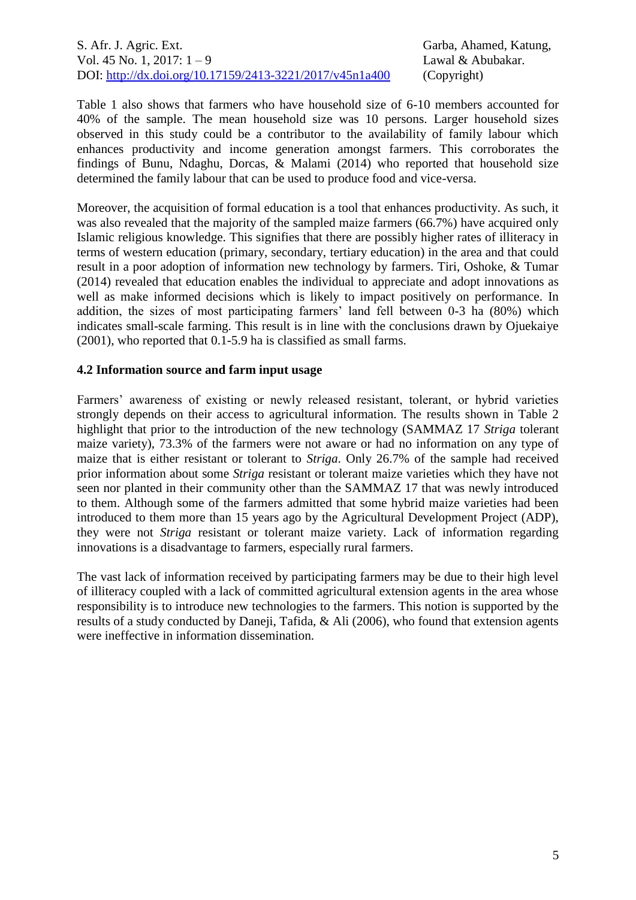Table 1 also shows that farmers who have household size of 6-10 members accounted for 40% of the sample. The mean household size was 10 persons. Larger household sizes observed in this study could be a contributor to the availability of family labour which enhances productivity and income generation amongst farmers. This corroborates the findings of Bunu, Ndaghu, Dorcas, & Malami (2014) who reported that household size determined the family labour that can be used to produce food and vice-versa.

Moreover, the acquisition of formal education is a tool that enhances productivity. As such, it was also revealed that the majority of the sampled maize farmers (66.7%) have acquired only Islamic religious knowledge. This signifies that there are possibly higher rates of illiteracy in terms of western education (primary, secondary, tertiary education) in the area and that could result in a poor adoption of information new technology by farmers. Tiri, Oshoke, & Tumar (2014) revealed that education enables the individual to appreciate and adopt innovations as well as make informed decisions which is likely to impact positively on performance. In addition, the sizes of most participating farmers' land fell between 0-3 ha (80%) which indicates small-scale farming. This result is in line with the conclusions drawn by Ojuekaiye (2001), who reported that 0.1-5.9 ha is classified as small farms.

### 4.2 Information source and farm input usage

Farmers' awareness of existing or newly released resistant, tolerant, or hybrid varieties strongly depends on their access to agricultural information. The results shown in Table 2 highlight that prior to the introduction of the new technology (SAMMAZ 17 *Striga* tolerant maize variety), 73.3% of the farmers were not aware or had no information on any type of maize that is either resistant or tolerant to *Striga*. Only 26.7% of the sample had received prior information about some *Striga* resistant or tolerant maize varieties which they have not seen nor planted in their community other than the SAMMAZ 17 that was newly introduced to them. Although some of the farmers admitted that some hybrid maize varieties had been introduced to them more than 15 years ago by the Agricultural Development Project (ADP), they were not *Striga* resistant or tolerant maize variety. Lack of information regarding innovations is a disadvantage to farmers, especially rural farmers.

The vast lack of information received by participating farmers may be due to their high level of illiteracy coupled with a lack of committed agricultural extension agents in the area whose responsibility is to introduce new technologies to the farmers. This notion is supported by the results of a study conducted by Daneji, Tafida, & Ali (2006), who found that extension agents were ineffective in information dissemination.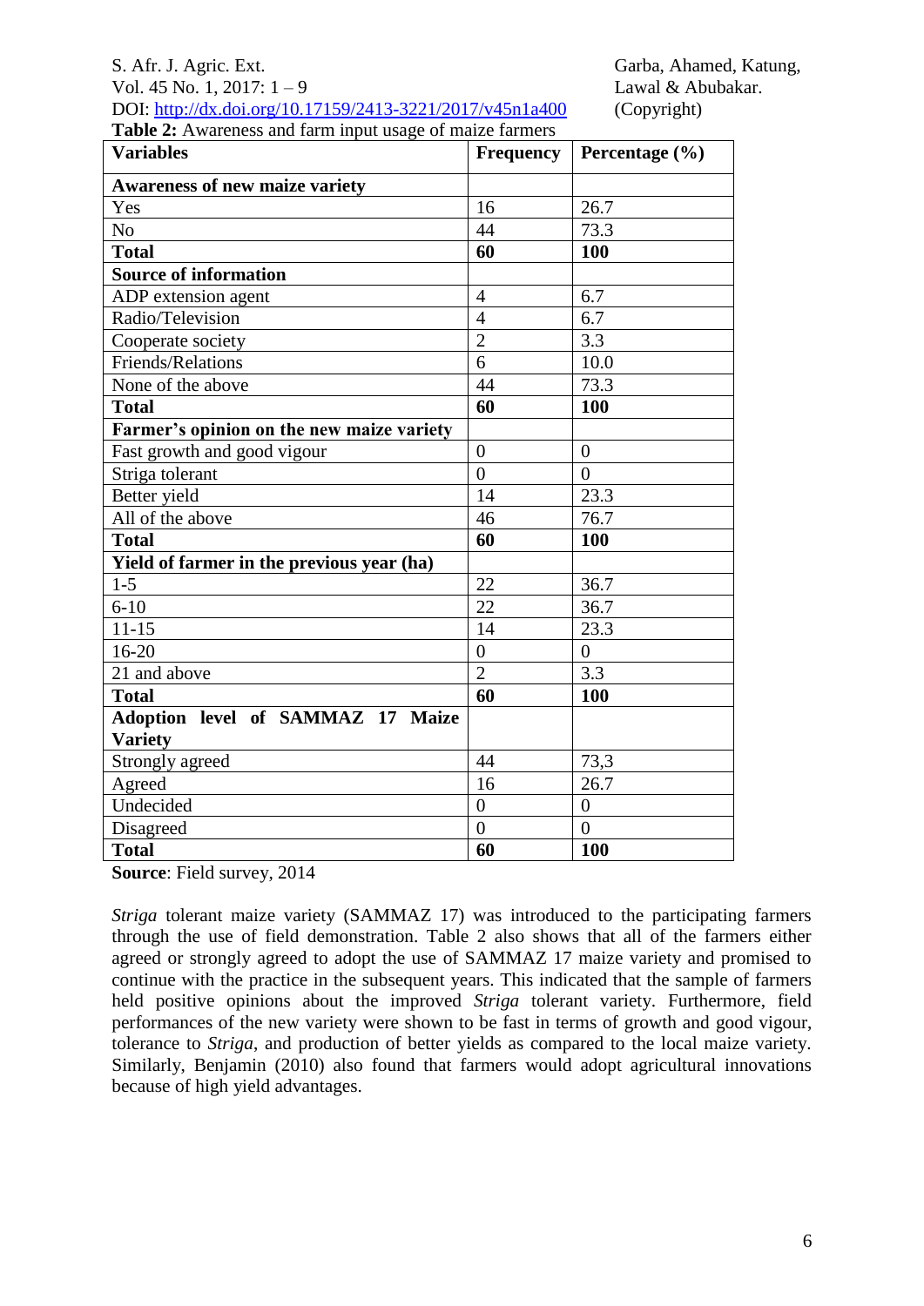**Table 2:** Awareness and farm input usage of maize farmers

| Variables | Frequency | Percentage (%) |
|---|---|---|
| **Awareness of new maize variety** | | |
| Yes | 16 | 26.7 |
| No | 44 | 73.3 |
| **Total** | **60** | **100** |
| **Source of information** | | |
| ADP extension agent | 4 | 6.7 |
| Radio/Television | 4 | 6.7 |
| Cooperate society | 2 | 3.3 |
| Friends/Relations | 6 | 10.0 |
| None of the above | 44 | 73.3 |
| **Total** | **60** | **100** |
| **Farmer's opinion on the new maize variety** | | |
| Fast growth and good vigour | 0 | 0 |
| Striga tolerant | 0 | 0 |
| Better yield | 14 | 23.3 |
| All of the above | 46 | 76.7 |
| **Total** | **60** | **100** |
| **Yield of farmer in the previous year (ha)** | | |
| 1-5 | 22 | 36.7 |
| 6-10 | 22 | 36.7 |
| 11-15 | 14 | 23.3 |
| 16-20 | 0 | 0 |
| 21 and above | 2 | 3.3 |
| **Total** | **60** | **100** |
| **Adoption level of SAMMAZ 17 Maize Variety** | | |
| Strongly agreed | 44 | 73,3 |
| Agreed | 16 | 26.7 |
| Undecided | 0 | 0 |
| Disagreed | 0 | 0 |
| **Total** | **60** | **100** |

**Source**: Field survey, 2014

*Striga* tolerant maize variety (SAMMAZ 17) was introduced to the participating farmers through the use of field demonstration. Table 2 also shows that all of the farmers either agreed or strongly agreed to adopt the use of SAMMAZ 17 maize variety and promised to continue with the practice in the subsequent years. This indicated that the sample of farmers held positive opinions about the improved *Striga* tolerant variety. Furthermore, field performances of the new variety were shown to be fast in terms of growth and good vigour, tolerance to *Striga*, and production of better yields as compared to the local maize variety. Similarly, Benjamin (2010) also found that farmers would adopt agricultural innovations because of high yield advantages.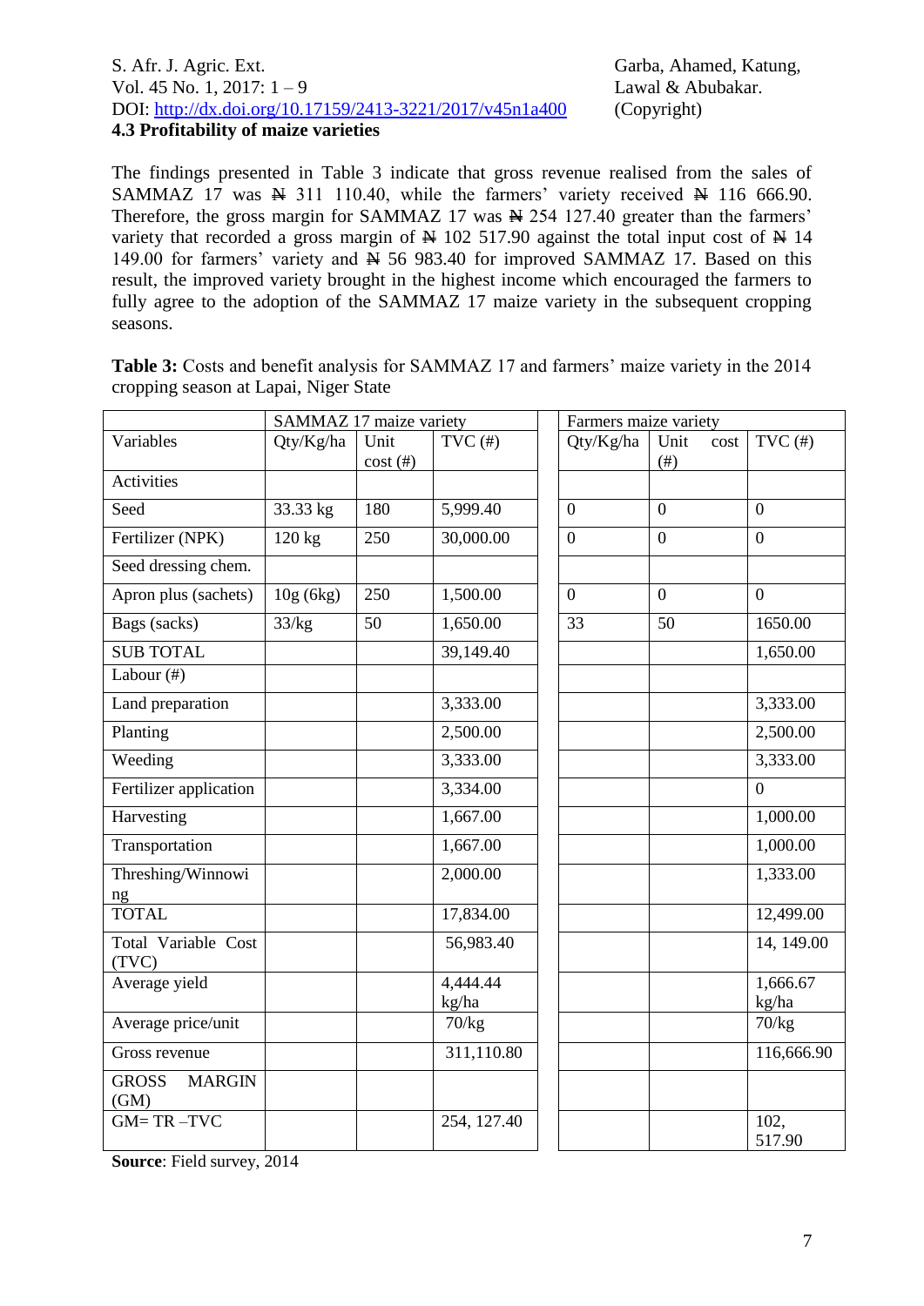### 4.3 Profitability of maize varieties

The findings presented in Table 3 indicate that gross revenue realised from the sales of SAMMAZ 17 was ₦ 311 110.40, while the farmers' variety received ₦ 116 666.90. Therefore, the gross margin for SAMMAZ 17 was ₦ 254 127.40 greater than the farmers' variety that recorded a gross margin of ₦ 102 517.90 against the total input cost of ₦ 14 149.00 for farmers' variety and ₦ 56 983.40 for improved SAMMAZ 17. Based on this result, the improved variety brought in the highest income which encouraged the farmers to fully agree to the adoption of the SAMMAZ 17 maize variety in the subsequent cropping seasons.

**Table 3:** Costs and benefit analysis for SAMMAZ 17 and farmers' maize variety in the 2014 cropping season at Lapai, Niger State

| | SAMMAZ 17 maize variety | | | Farmers maize variety | | |
|---|---|---|---|---|---|---|
| Variables | Qty/Kg/ha | Unit cost (#) | TVC (#) | Qty/Kg/ha | Unit cost (#) | TVC (#) |
| Activities | | | | | | |
| Seed | 33.33 kg | 180 | 5,999.40 | 0 | 0 | 0 |
| Fertilizer (NPK) | 120 kg | 250 | 30,000.00 | 0 | 0 | 0 |
| Seed dressing chem. | | | | | | |
| Apron plus (sachets) | 10g (6kg) | 250 | 1,500.00 | 0 | 0 | 0 |
| Bags (sacks) | 33/kg | 50 | 1,650.00 | 33 | 50 | 1650.00 |
| SUB TOTAL | | | 39,149.40 | | | 1,650.00 |
| Labour (#) | | | | | | |
| Land preparation | | | 3,333.00 | | | 3,333.00 |
| Planting | | | 2,500.00 | | | 2,500.00 |
| Weeding | | | 3,333.00 | | | 3,333.00 |
| Fertilizer application | | | 3,334.00 | | | 0 |
| Harvesting | | | 1,667.00 | | | 1,000.00 |
| Transportation | | | 1,667.00 | | | 1,000.00 |
| Threshing/Winnowing | | | 2,000.00 | | | 1,333.00 |
| TOTAL | | | 17,834.00 | | | 12,499.00 |
| Total Variable Cost (TVC) | | | 56,983.40 | | | 14, 149.00 |
| Average yield | | | 4,444.44 kg/ha | | | 1,666.67 kg/ha |
| Average price/unit | | | 70/kg | | | 70/kg |
| Gross revenue | | | 311,110.80 | | | 116,666.90 |
| GROSS MARGIN (GM) | | | | | | |
| GM= TR –TVC | | | 254, 127.40 | | | 102, 517.90 |

**Source**: Field survey, 2014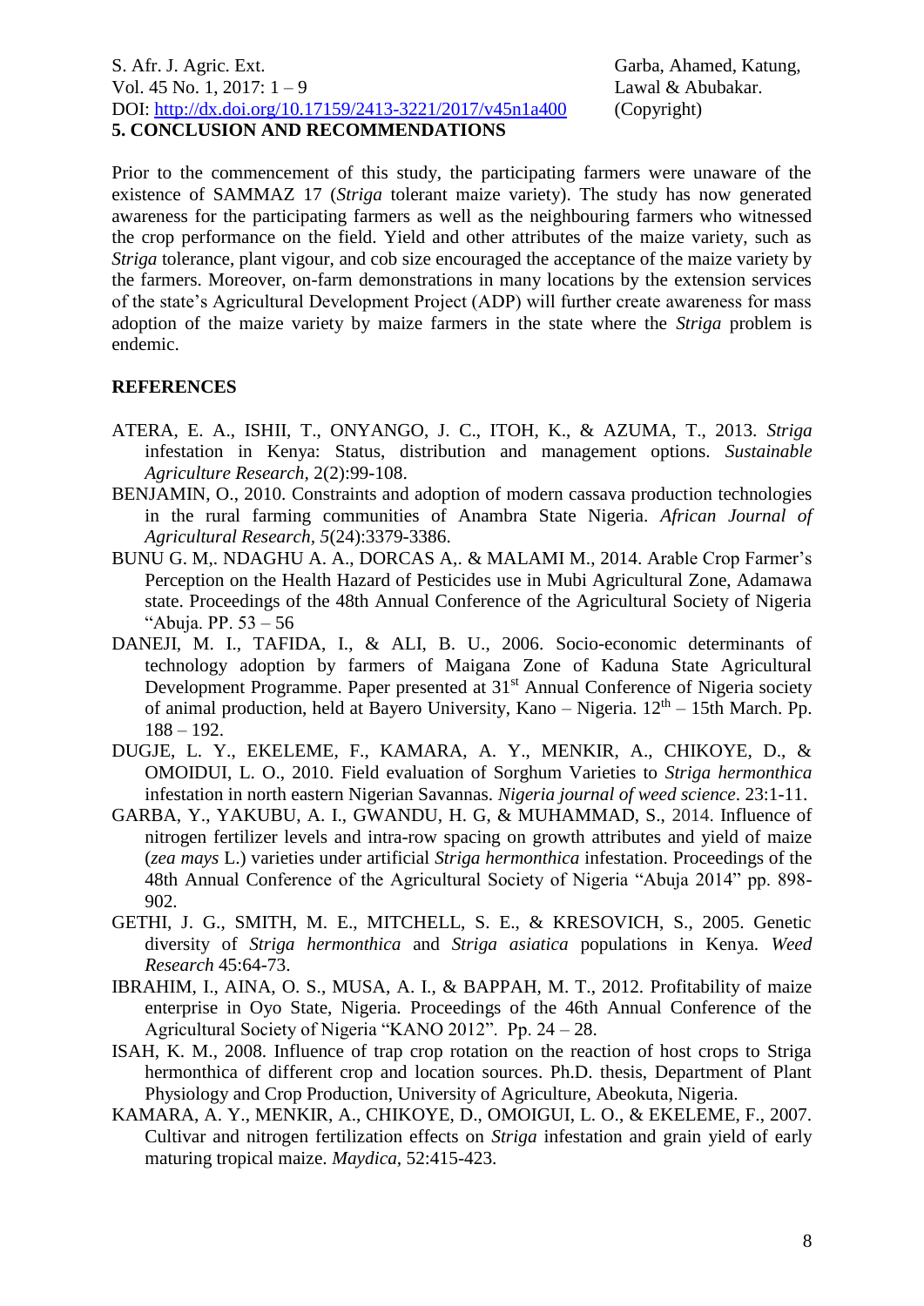## 5. CONCLUSION AND RECOMMENDATIONS

Prior to the commencement of this study, the participating farmers were unaware of the existence of SAMMAZ 17 (*Striga* tolerant maize variety). The study has now generated awareness for the participating farmers as well as the neighbouring farmers who witnessed the crop performance on the field. Yield and other attributes of the maize variety, such as *Striga* tolerance, plant vigour, and cob size encouraged the acceptance of the maize variety by the farmers. Moreover, on-farm demonstrations in many locations by the extension services of the state's Agricultural Development Project (ADP) will further create awareness for mass adoption of the maize variety by maize farmers in the state where the *Striga* problem is endemic.

## REFERENCES

ATERA, E. A., ISHII, T., ONYANGO, J. C., ITOH, K., & AZUMA, T., 2013. *Striga* infestation in Kenya: Status, distribution and management options. *Sustainable Agriculture Research,* 2(2):99-108.

BENJAMIN, O., 2010. Constraints and adoption of modern cassava production technologies in the rural farming communities of Anambra State Nigeria. *African Journal of Agricultural Research, 5*(24):3379-3386.

BUNU G. M,. NDAGHU A. A., DORCAS A,. & MALAMI M., 2014. Arable Crop Farmer's Perception on the Health Hazard of Pesticides use in Mubi Agricultural Zone, Adamawa state. Proceedings of the 48th Annual Conference of the Agricultural Society of Nigeria "Abuja. PP. 53 – 56

DANEJI, M. I., TAFIDA, I., & ALI, B. U., 2006. Socio-economic determinants of technology adoption by farmers of Maigana Zone of Kaduna State Agricultural Development Programme. Paper presented at 31st Annual Conference of Nigeria society of animal production, held at Bayero University, Kano – Nigeria. 12th – 15th March. Pp. 188 – 192.

DUGJE, L. Y., EKELEME, F., KAMARA, A. Y., MENKIR, A., CHIKOYE, D., & OMOIDUI, L. O., 2010. Field evaluation of Sorghum Varieties to *Striga hermonthica* infestation in north eastern Nigerian Savannas. *Nigeria journal of weed science*. 23:1-11.

GARBA, Y., YAKUBU, A. I., GWANDU, H. G, & MUHAMMAD, S., 2014. Influence of nitrogen fertilizer levels and intra-row spacing on growth attributes and yield of maize (*zea mays* L.) varieties under artificial *Striga hermonthica* infestation. Proceedings of the 48th Annual Conference of the Agricultural Society of Nigeria "Abuja 2014" pp. 898-902.

GETHI, J. G., SMITH, M. E., MITCHELL, S. E., & KRESOVICH, S., 2005. Genetic diversity of *Striga hermonthica* and *Striga asiatica* populations in Kenya. *Weed Research* 45:64-73.

IBRAHIM, I., AINA, O. S., MUSA, A. I., & BAPPAH, M. T., 2012. Profitability of maize enterprise in Oyo State, Nigeria. Proceedings of the 46th Annual Conference of the Agricultural Society of Nigeria "KANO 2012". Pp. 24 – 28.

ISAH, K. M., 2008. Influence of trap crop rotation on the reaction of host crops to Striga hermonthica of different crop and location sources. Ph.D. thesis, Department of Plant Physiology and Crop Production, University of Agriculture, Abeokuta, Nigeria.

KAMARA, A. Y., MENKIR, A., CHIKOYE, D., OMOIGUI, L. O., & EKELEME, F., 2007. Cultivar and nitrogen fertilization effects on *Striga* infestation and grain yield of early maturing tropical maize. *Maydica,* 52:415-423.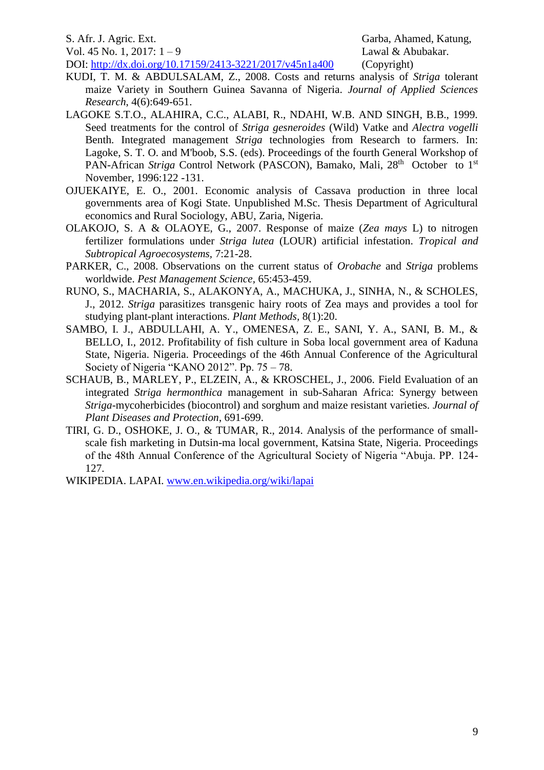KUDI, T. M. & ABDULSALAM, Z., 2008. Costs and returns analysis of *Striga* tolerant maize Variety in Southern Guinea Savanna of Nigeria. *Journal of Applied Sciences Research*, 4(6):649-651.

LAGOKE S.T.O., ALAHIRA, C.C., ALABI, R., NDAHI, W.B. AND SINGH, B.B., 1999. Seed treatments for the control of *Striga gesneroides* (Wild) Vatke and *Alectra vogelli* Benth. Integrated management *Striga* technologies from Research to farmers. In: Lagoke, S. T. O. and M'boob, S.S. (eds). Proceedings of the fourth General Workshop of PAN-African *Striga* Control Network (PASCON), Bamako, Mali, 28th October to 1st November, 1996:122 -131.

OJUEKAIYE, E. O., 2001. Economic analysis of Cassava production in three local governments area of Kogi State. Unpublished M.Sc. Thesis Department of Agricultural economics and Rural Sociology, ABU, Zaria, Nigeria.

OLAKOJO, S. A & OLAOYE, G., 2007. Response of maize (*Zea mays* L) to nitrogen fertilizer formulations under *Striga lutea* (LOUR) artificial infestation. *Tropical and Subtropical Agroecosystems*, 7:21-28.

PARKER, C., 2008. Observations on the current status of *Orobache* and *Striga* problems worldwide. *Pest Management Science*, 65:453-459.

RUNO, S., MACHARIA, S., ALAKONYA, A., MACHUKA, J., SINHA, N., & SCHOLES, J., 2012. *Striga* parasitizes transgenic hairy roots of Zea mays and provides a tool for studying plant-plant interactions. *Plant Methods*, 8(1):20.

SAMBO, I. J., ABDULLAHI, A. Y., OMENESA, Z. E., SANI, Y. A., SANI, B. M., & BELLO, I., 2012. Profitability of fish culture in Soba local government area of Kaduna State, Nigeria. Nigeria. Proceedings of the 46th Annual Conference of the Agricultural Society of Nigeria "KANO 2012". Pp. 75 – 78.

SCHAUB, B., MARLEY, P., ELZEIN, A., & KROSCHEL, J., 2006. Field Evaluation of an integrated *Striga hermonthica* management in sub-Saharan Africa: Synergy between *Striga*-mycoherbicides (biocontrol) and sorghum and maize resistant varieties. *Journal of Plant Diseases and Protection*, 691-699.

TIRI, G. D., OSHOKE, J. O., & TUMAR, R., 2014. Analysis of the performance of small-scale fish marketing in Dutsin-ma local government, Katsina State, Nigeria. Proceedings of the 48th Annual Conference of the Agricultural Society of Nigeria "Abuja. PP. 124-127.

WIKIPEDIA. LAPAI. www.en.wikipedia.org/wiki/lapai